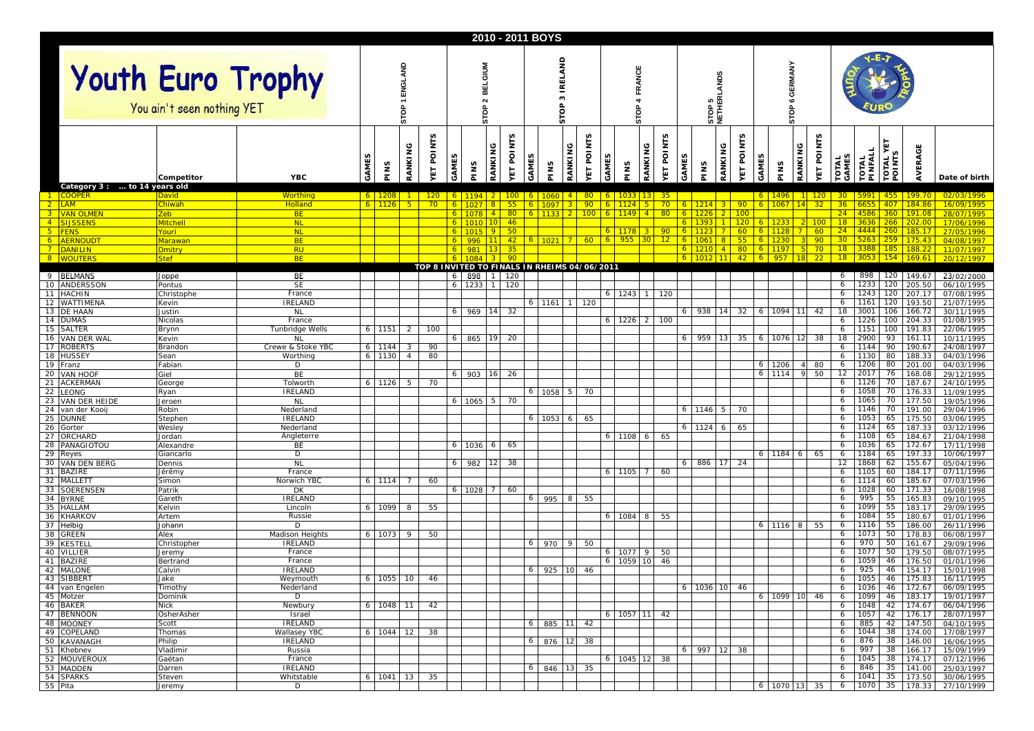# 2010 - 2011 BOYS

## Youth Euro Trophy

You ain't seen nothing YET

| | | | | STOP 1 ENGLAND | | | | STOP 2 BELGIUM | | | | STOP 3 IRELAND | | | | STOP 4 FRANCE | | | | STOP 5 NETHERLANDS | | | | STOP 6 GERMANY | | | | | | | | |
|---|---|---|---|---|---|---|---|---|---|---|---|---|---|---|---|---|---|---|---|---|---|---|---|---|---|---|---|---|---|---|---|---|
| | | Competitor | YBC | GAMES | PINS | RANKING | YET POINTS | GAMES | PINS | RANKING | YET POINTS | GAMES | PINS | RANKING | YET POINTS | GAMES | PINS | RANKING | YET POINTS | GAMES | PINS | RANKING | YET POINTS | GAMES | PINS | RANKING | YET POINTS | TOTAL GAMES | TOTAL PINFALL | TOTAL YET POINTS | AVERAGE | Date of birth |
| Category 3 : ... to 14 years old | | | | | | | | | | | | | | | | | | | | | | | | | | | | | | | | |
| 1 | COOPER | David | Worthing | 6 | 1208 | 1 | 120 | 6 | 1194 | 2 | 100 | 6 | 1060 | 4 | 80 | 6 | 1033 | 13 | 35 | | | | | 6 | 1496 | 1 | 120 | 30 | 5991 | 455 | 199.70 | 02/03/1996 |
| 2 | LAM | Chiwah | Holland | 6 | 1126 | 5 | 70 | 6 | 1027 | 8 | 55 | 6 | 1097 | 3 | 90 | 6 | 1124 | 5 | 70 | 6 | 1214 | 3 | 90 | 6 | 1067 | 14 | 32 | 36 | 6655 | 407 | 184.86 | 16/09/1995 |
| 3 | VAN OLMEN | Zeb | BE | | | | | 6 | 1078 | 4 | 80 | 6 | 1133 | 2 | 100 | 6 | 1149 | 4 | 80 | 6 | 1226 | 2 | 100 | | | | | 24 | 4586 | 360 | 191.08 | 28/07/1995 |
| 4 | SIJSSENS | Mitchell | NL | | | | | 6 | 1010 | 10 | 46 | | | | | | | | | 6 | 1393 | 1 | 120 | 6 | 1233 | 2 | 100 | 18 | 3636 | 266 | 202.00 | 17/06/1996 |
| 5 | FENS | Youri | NL | | | | | 6 | 1015 | 9 | 50 | | | | | 6 | 1178 | 3 | 90 | 6 | 1123 | 7 | 60 | 6 | 1128 | 7 | 60 | 24 | 4444 | 260 | 185.17 | 27/05/1996 |
| 6 | AERNOUDT | Marawan | BE | | | | | 6 | 996 | 11 | 42 | 6 | 1021 | 7 | 60 | 6 | 955 | 30 | 12 | 6 | 1061 | 8 | 55 | 6 | 1230 | 3 | 90 | 30 | 5263 | 259 | 175.43 | 04/08/1997 |
| 7 | DANILIN | Dmitry | RU | | | | | 6 | 981 | 13 | 35 | | | | | | | | | 6 | 1210 | 4 | 80 | 6 | 1197 | 5 | 70 | 18 | 3388 | 185 | 188.22 | 11/07/1997 |
| 8 | WOUTERS | Stef | BE | | | | | 6 | 1084 | 3 | 90 | | | | | | | | | 6 | 1012 | 11 | 42 | 6 | 957 | 18 | 22 | 18 | 3053 | 154 | 169.61 | 20/12/1997 |
| TOP 8 INVITED TO FINALS IN RHEIMS 04/06/2011 | | | | | | | | | | | | | | | | | | | | | | | | | | | | | | | | |
| 9 | BELMANS | Joppe | BE | | | | | 6 | 898 | 1 | 120 | | | | | | | | | | | | | | | | | 6 | 898 | 120 | 149.67 | 23/02/2000 |
| 10 | ANDERSSON | Pontus | SE | | | | | 6 | 1233 | 1 | 120 | | | | | | | | | | | | | | | | | 6 | 1233 | 120 | 205.50 | 06/10/1995 |
| 11 | HACHIN | Christophe | France | | | | | | | | | | | | | 6 | 1243 | 1 | 120 | | | | | | | | | 6 | 1243 | 120 | 207.17 | 07/08/1995 |
| 12 | WATTIMENA | Kevin | IRELAND | | | | | | | | | 6 | 1161 | 1 | 120 | | | | | | | | | | | | | 6 | 1161 | 120 | 193.50 | 21/07/1995 |
| 13 | DE HAAN | Justin | NL | | | | | 6 | 969 | 14 | 32 | | | | | | | | | 6 | 938 | 14 | 32 | 6 | 1094 | 11 | 42 | 18 | 3001 | 106 | 166.72 | 30/11/1995 |
| 14 | DUMAS | Nicolas | France | | | | | | | | | | | | | 6 | 1226 | 2 | 100 | | | | | | | | | 6 | 1226 | 100 | 204.33 | 01/08/1995 |
| 15 | SALTER | Brynn | Tunbridge Wells | 6 | 1151 | 2 | 100 | | | | | | | | | | | | | | | | | | | | | 6 | 1151 | 100 | 191.83 | 22/06/1995 |
| 16 | VAN DER WAL | Kevin | NL | | | | | 6 | 865 | 19 | 20 | | | | | | | | | 6 | 959 | 13 | 35 | 6 | 1076 | 12 | 38 | 18 | 2900 | 93 | 161.11 | 10/11/1995 |
| 17 | ROBERTS | Brandon | Crewe & Stoke YBC | 6 | 1144 | 3 | 90 | | | | | | | | | | | | | | | | | | | | | 6 | 1144 | 90 | 190.67 | 24/08/1997 |
| 18 | HUSSEY | Sean | Worthing | 6 | 1130 | 4 | 80 | | | | | | | | | | | | | | | | | | | | | 6 | 1130 | 80 | 188.33 | 04/03/1996 |
| 19 | Franz | Fabian | D | | | | | | | | | | | | | | | | | | | | | 6 | 1206 | 4 | 80 | 6 | 1206 | 80 | 201.00 | 04/03/1996 |
| 20 | VAN HOOF | Giel | BE | | | | | 6 | 903 | 16 | 26 | | | | | | | | | | | | | 6 | 1114 | 9 | 50 | 12 | 2017 | 76 | 168.08 | 29/12/1995 |
| 21 | ACKERMAN | George | Tolworth | 6 | 1126 | 5 | 70 | | | | | | | | | | | | | | | | | | | | | 6 | 1126 | 70 | 187.67 | 24/10/1995 |
| 22 | LEONG | Ryan | IRELAND | | | | | | | | | 6 | 1058 | 5 | 70 | | | | | | | | | | | | | 6 | 1058 | 70 | 176.33 | 11/09/1995 |
| 23 | VAN DER HEIDE | Jeroen | NL | | | | | 6 | 1065 | 5 | 70 | | | | | | | | | | | | | | | | | 6 | 1065 | 70 | 177.50 | 19/05/1996 |
| 24 | van der Kooij | Robin | Nederland | | | | | | | | | | | | | | | | | 6 | 1146 | 5 | 70 | | | | | 6 | 1146 | 70 | 191.00 | 29/04/1996 |
| 25 | DUNNE | Stephen | IRELAND | | | | | | | | | 6 | 1053 | 6 | 65 | | | | | | | | | | | | | 6 | 1053 | 65 | 175.50 | 03/06/1995 |
| 26 | Gorter | Wesley | Nederland | | | | | | | | | | | | | | | | | 6 | 1124 | 6 | 65 | | | | | 6 | 1124 | 65 | 187.33 | 03/12/1996 |
| 27 | ORCHARD | Jordan | Angleterre | | | | | | | | | | | | | 6 | 1108 | 6 | 65 | | | | | | | | | 6 | 1108 | 65 | 184.67 | 21/04/1998 |
| 28 | PANAGIOTOU | Alexandre | BE | | | | | 6 | 1036 | 6 | 65 | | | | | | | | | | | | | | | | | 6 | 1036 | 65 | 172.67 | 17/11/1998 |
| 29 | Reyes | Giancarlo | D | | | | | | | | | | | | | | | | | | | | | 6 | 1184 | 6 | 65 | 6 | 1184 | 65 | 197.33 | 10/06/1997 |
| 30 | VAN DEN BERG | Dennis | NL | | | | | 6 | 982 | 12 | 38 | | | | | | | | | 6 | 886 | 17 | 24 | | | | | 12 | 1868 | 62 | 155.67 | 05/04/1996 |
| 31 | BAZIRE | Jérémy | France | | | | | | | | | | | | | 6 | 1105 | 7 | 60 | | | | | | | | | 6 | 1105 | 60 | 184.17 | 07/11/1996 |
| 32 | MALLETT | Simon | Norwich YBC | 6 | 1114 | 7 | 60 | | | | | | | | | | | | | | | | | | | | | 6 | 1114 | 60 | 185.67 | 07/03/1996 |
| 33 | SOERENSEN | Patrik | DK | | | | | 6 | 1028 | 7 | 60 | | | | | | | | | | | | | | | | | 6 | 1028 | 60 | 171.33 | 16/08/1998 |
| 34 | BYRNE | Gareth | IRELAND | | | | | | | | | 6 | 995 | 8 | 55 | | | | | | | | | | | | | 6 | 995 | 55 | 165.83 | 09/10/1995 |
| 35 | HALLAM | Kelvin | Lincoln | 6 | 1099 | 8 | 55 | | | | | | | | | | | | | | | | | | | | | 6 | 1099 | 55 | 183.17 | 29/09/1995 |
| 36 | KHARKOV | Artem | Russie | | | | | | | | | | | | | 6 | 1084 | 8 | 55 | | | | | | | | | 6 | 1084 | 55 | 180.67 | 01/01/1996 |
| 37 | Helbig | Johann | D | | | | | | | | | | | | | | | | | | | | | 6 | 1116 | 8 | 55 | 6 | 1116 | 55 | 186.00 | 26/11/1996 |
| 38 | GREEN | Alex | Madison Heights | 6 | 1073 | 9 | 50 | | | | | | | | | | | | | | | | | | | | | 6 | 1073 | 50 | 178.83 | 06/08/1997 |
| 39 | KESTELL | Christopher | IRELAND | | | | | | | | | 6 | 970 | 9 | 50 | | | | | | | | | | | | | 6 | 970 | 50 | 161.67 | 29/09/1996 |
| 40 | VILLIER | Jeremy | France | | | | | | | | | | | | | 6 | 1077 | 9 | 50 | | | | | | | | | 6 | 1077 | 50 | 179.50 | 08/07/1995 |
| 41 | BAZIRE | Bertrand | France | | | | | | | | | | | | | 6 | 1059 | 10 | 46 | | | | | | | | | 6 | 1059 | 46 | 176.50 | 01/01/1996 |
| 42 | MALONE | Calvin | IRELAND | | | | | | | | | 6 | 925 | 10 | 46 | | | | | | | | | | | | | 6 | 925 | 46 | 154.17 | 15/01/1998 |
| 43 | SIBBERT | Jake | Weymouth | 6 | 1055 | 10 | 46 | | | | | | | | | | | | | | | | | | | | | 6 | 1055 | 46 | 175.83 | 16/11/1995 |
| 44 | van Engelen | Timothy | Nederland | | | | | | | | | | | | | | | | | 6 | 1036 | 10 | 46 | | | | | 6 | 1036 | 46 | 172.67 | 06/09/1995 |
| 45 | Motzer | Dominik | D | | | | | | | | | | | | | | | | | | | | | 6 | 1099 | 10 | 46 | 6 | 1099 | 46 | 183.17 | 19/01/1997 |
| 46 | BAKER | Nick | Newbury | 6 | 1048 | 11 | 42 | | | | | | | | | | | | | | | | | | | | | 6 | 1048 | 42 | 174.67 | 06/04/1996 |
| 47 | BENNOON | OsherAsher | Israel | | | | | | | | | | | | | 6 | 1057 | 11 | 42 | | | | | | | | | 6 | 1057 | 42 | 176.17 | 28/07/1997 |
| 48 | MOONEY | Scott | IRELAND | | | | | | | | | 6 | 885 | 11 | 42 | | | | | | | | | | | | | 6 | 885 | 42 | 147.50 | 04/10/1995 |
| 49 | COPELAND | Thomas | Wallasey YBC | 6 | 1044 | 12 | 38 | | | | | | | | | | | | | | | | | | | | | 6 | 1044 | 38 | 174.00 | 17/08/1997 |
| 50 | KAVANAGH | Philip | IRELAND | | | | | | | | | 6 | 876 | 12 | 38 | | | | | | | | | | | | | 6 | 876 | 38 | 146.00 | 16/06/1995 |
| 51 | Khebnev | Vladimir | Russia | | | | | | | | | | | | | | | | | 6 | 997 | 12 | 38 | | | | | 6 | 997 | 38 | 166.17 | 15/09/1999 |
| 52 | MOUVEROUX | Gaëtan | France | | | | | | | | | | | | | 6 | 1045 | 12 | 38 | | | | | | | | | 6 | 1045 | 38 | 174.17 | 07/12/1996 |
| 53 | MADDEN | Darren | IRELAND | | | | | | | | | 6 | 846 | 13 | 35 | | | | | | | | | | | | | 6 | 846 | 35 | 141.00 | 25/03/1997 |
| 54 | SPARKS | Steven | Whitstable | 6 | 1041 | 13 | 35 | | | | | | | | | | | | | | | | | | | | | 6 | 1041 | 35 | 173.50 | 30/06/1995 |
| 55 | Pita | Jeremy | D | | | | | | | | | | | | | | | | | | | | | 6 | 1070 | 13 | 35 | 6 | 1070 | 35 | 178.33 | 27/10/1999 |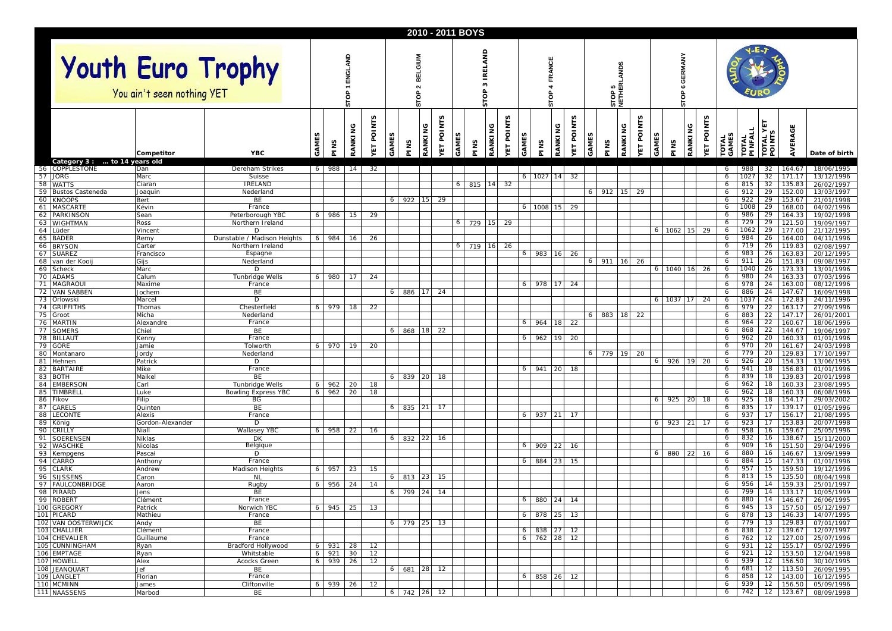# 2010 - 2011 BOYS

## Youth Euro Trophy

You ain't seen nothing YET

| | Competitor | | YBC | STOP 1 ENGLAND | | | | STOP 2 BELGIUM | | | | STOP 3 IRELAND | | | | STOP 4 FRANCE | | | | STOP 5 NETHERLANDS | | | | STOP 6 GERMANY | | | | | | | | |
|---|---|---|---|---|---|---|---|---|---|---|---|---|---|---|---|---|---|---|---|---|---|---|---|---|---|---|---|---|---|---|---|---|
| | | | | GAMES | PINS | RANKING | YET POINTS | GAMES | PINS | RANKING | YET POINTS | GAMES | PINS | RANKING | YET POINTS | GAMES | PINS | RANKING | YET POINTS | GAMES | PINS | RANKING | YET POINTS | GAMES | PINS | RANKING | YET POINTS | TOTAL GAMES | TOTAL PINFALL | TOTAL YET POINTS | AVERAGE | Date of birth |
| Category 3 : ... to 14 years old | | | | | | | | | | | | | | | | | | | | | | | | | | | | | | | | |
| 56 | COPPLESTONE | Dan | Dereham Strikes | 6 | 988 | 14 | 32 | | | | | | | | | | | | | | | | | | | | | 6 | 988 | 32 | 164.67 | 18/06/1995 |
| 57 | JORG | Marc | Suisse | | | | | | | | | | | | | 6 | 1027 | 14 | 32 | | | | | | | | | 6 | 1027 | 32 | 171.17 | 13/12/1996 |
| 58 | WATTS | Ciaran | IRELAND | | | | | | | | | 6 | 815 | 14 | 32 | | | | | | | | | | | | | 6 | 815 | 32 | 135.83 | 26/02/1997 |
| 59 | Bustos Casteneda | Joaquin | Nederland | | | | | | | | | | | | | | | | | 6 | 912 | 15 | 29 | | | | | 6 | 912 | 29 | 152.00 | 13/03/1997 |
| 60 | KNOOPS | Bert | BE | | | | | 6 | 922 | 15 | 29 | | | | | | | | | | | | | | | | | 6 | 922 | 29 | 153.67 | 21/01/1998 |
| 61 | MASCARTE | Kévin | France | | | | | | | | | | | | | 6 | 1008 | 15 | 29 | | | | | | | | | 6 | 1008 | 29 | 168.00 | 04/02/1996 |
| 62 | PARKINSON | Sean | Peterborough YBC | 6 | 986 | 15 | 29 | | | | | | | | | | | | | | | | | | | | | 6 | 986 | 29 | 164.33 | 19/02/1998 |
| 63 | WIGHTMAN | Ross | Northern Ireland | | | | | | | | | 6 | 729 | 15 | 29 | | | | | | | | | | | | | 6 | 729 | 29 | 121.50 | 19/09/1997 |
| 64 | Lüder | Vincent | D | | | | | | | | | | | | | | | | | | | | | 6 | 1062 | 15 | 29 | 6 | 1062 | 29 | 177.00 | 21/12/1995 |
| 65 | BADER | Remy | Dunstable / Madison Heights | 6 | 984 | 16 | 26 | | | | | | | | | | | | | | | | | | | | | 6 | 984 | 26 | 164.00 | 04/11/1996 |
| 66 | BRYSON | Carter | Northern Ireland | | | | | | | | | 6 | 719 | 16 | 26 | | | | | | | | | | | | | 6 | 719 | 26 | 119.83 | 02/08/1997 |
| 67 | SUAREZ | Francisco | Espagne | | | | | | | | | | | | | 6 | 983 | 16 | 26 | | | | | | | | | 6 | 983 | 26 | 163.83 | 20/12/1995 |
| 68 | van der Kooij | Gijs | Nederland | | | | | | | | | | | | | | | | | 6 | 911 | 16 | 26 | | | | | 6 | 911 | 26 | 151.83 | 09/08/1997 |
| 69 | Scheck | Marc | D | | | | | | | | | | | | | | | | | | | | | 6 | 1040 | 16 | 26 | 6 | 1040 | 26 | 173.33 | 13/01/1996 |
| 70 | ADAMS | Calum | Tunbridge Wells | 6 | 980 | 17 | 24 | | | | | | | | | | | | | | | | | | | | | 6 | 980 | 24 | 163.33 | 07/03/1996 |
| 71 | MAGRAOUI | Maxime | France | | | | | | | | | | | | | 6 | 978 | 17 | 24 | | | | | | | | | 6 | 978 | 24 | 163.00 | 08/12/1996 |
| 72 | VAN SABBEN | Jochem | BE | | | | | 6 | 886 | 17 | 24 | | | | | | | | | | | | | | | | | 6 | 886 | 24 | 147.67 | 16/09/1998 |
| 73 | Orlowski | Marcel | D | | | | | | | | | | | | | | | | | | | | | 6 | 1037 | 17 | 24 | 6 | 1037 | 24 | 172.83 | 24/11/1996 |
| 74 | GRIFFITHS | Thomas | Chesterfield | 6 | 979 | 18 | 22 | | | | | | | | | | | | | | | | | | | | | 6 | 979 | 22 | 163.17 | 27/09/1996 |
| 75 | Groot | Micha | Nederland | | | | | | | | | | | | | | | | | 6 | 883 | 18 | 22 | | | | | 6 | 883 | 22 | 147.17 | 26/01/2001 |
| 76 | MARTIN | Alexandre | France | | | | | | | | | | | | | 6 | 964 | 18 | 22 | | | | | | | | | 6 | 964 | 22 | 160.67 | 18/06/1996 |
| 77 | SOMERS | Chiel | BE | | | | | 6 | 868 | 18 | 22 | | | | | | | | | | | | | | | | | 6 | 868 | 22 | 144.67 | 19/06/1997 |
| 78 | BILLAUT | Kenny | France | | | | | | | | | | | | | 6 | 962 | 19 | 20 | | | | | | | | | 6 | 962 | 20 | 160.33 | 01/01/1996 |
| 79 | GORE | Jamie | Tolworth | 6 | 970 | 19 | 20 | | | | | | | | | | | | | | | | | | | | | 6 | 970 | 20 | 161.67 | 24/03/1998 |
| 80 | Montanaro | Jordy | Nederland | | | | | | | | | | | | | | | | | 6 | 779 | 19 | 20 | | | | | 6 | 779 | 20 | 129.83 | 17/10/1997 |
| 81 | Hehnen | Patrick | D | | | | | | | | | | | | | | | | | | | | | 6 | 926 | 19 | 20 | 6 | 926 | 20 | 154.33 | 13/06/1995 |
| 82 | BARTAIRE | Mike | France | | | | | | | | | | | | | 6 | 941 | 20 | 18 | | | | | | | | | 6 | 941 | 18 | 156.83 | 01/01/1996 |
| 83 | BOTH | Maikel | BE | | | | | 6 | 839 | 20 | 18 | | | | | | | | | | | | | | | | | 6 | 839 | 18 | 139.83 | 20/01/1998 |
| 84 | EMBERSON | Carl | Tunbridge Wells | 6 | 962 | 20 | 18 | | | | | | | | | | | | | | | | | | | | | 6 | 962 | 18 | 160.33 | 23/08/1995 |
| 85 | TIMBRELL | Luke | Bowling Express YBC | 6 | 962 | 20 | 18 | | | | | | | | | | | | | | | | | | | | | 6 | 962 | 18 | 160.33 | 06/08/1996 |
| 86 | Fikov | Filip | BG | | | | | | | | | | | | | | | | | | | | | 6 | 925 | 20 | 18 | 6 | 925 | 18 | 154.17 | 29/03/2002 |
| 87 | CARELS | Quinten | BE | | | | | 6 | 835 | 21 | 17 | | | | | | | | | | | | | | | | | 6 | 835 | 17 | 139.17 | 01/05/1996 |
| 88 | LECONTE | Alexis | France | | | | | | | | | | | | | 6 | 937 | 21 | 17 | | | | | | | | | 6 | 937 | 17 | 156.17 | 21/08/1995 |
| 89 | König | Gordon-Alexander | D | | | | | | | | | | | | | | | | | | | | | 6 | 923 | 21 | 17 | 6 | 923 | 17 | 153.83 | 20/07/1998 |
| 90 | CRILLY | Niall | Wallasey YBC | 6 | 958 | 22 | 16 | | | | | | | | | | | | | | | | | | | | | 6 | 958 | 16 | 159.67 | 25/05/1996 |
| 91 | SOERENSEN | Niklas | DK | | | | | 6 | 832 | 22 | 16 | | | | | | | | | | | | | | | | | 6 | 832 | 16 | 138.67 | 15/11/2000 |
| 92 | WASCHKE | Nicolas | Belgique | | | | | | | | | | | | | 6 | 909 | 22 | 16 | | | | | | | | | 6 | 909 | 16 | 151.50 | 29/04/1996 |
| 93 | Kempgens | Pascal | D | | | | | | | | | | | | | | | | | | | | | 6 | 880 | 22 | 16 | 6 | 880 | 16 | 146.67 | 13/09/1999 |
| 94 | CARRO | Anthony | France | | | | | | | | | | | | | 6 | 884 | 23 | 15 | | | | | | | | | 6 | 884 | 15 | 147.33 | 01/01/1996 |
| 95 | CLARK | Andrew | Madison Heights | 6 | 957 | 23 | 15 | | | | | | | | | | | | | | | | | | | | | 6 | 957 | 15 | 159.50 | 19/12/1996 |
| 96 | SIJSSENS | Caron | NL | | | | | 6 | 813 | 23 | 15 | | | | | | | | | | | | | | | | | 6 | 813 | 15 | 135.50 | 08/04/1998 |
| 97 | FAULCONBRIDGE | Aaron | Rugby | 6 | 956 | 24 | 14 | | | | | | | | | | | | | | | | | | | | | 6 | 956 | 14 | 159.33 | 25/01/1997 |
| 98 | PIRARD | Jens | BE | | | | | 6 | 799 | 24 | 14 | | | | | | | | | | | | | | | | | 6 | 799 | 14 | 133.17 | 10/05/1999 |
| 99 | ROBERT | Clément | France | | | | | | | | | | | | | 6 | 880 | 24 | 14 | | | | | | | | | 6 | 880 | 14 | 146.67 | 26/06/1995 |
| 100 | GREGORY | Patrick | Norwich YBC | 6 | 945 | 25 | 13 | | | | | | | | | | | | | | | | | | | | | 6 | 945 | 13 | 157.50 | 05/12/1997 |
| 101 | PICARD | Mathieu | France | | | | | | | | | | | | | 6 | 878 | 25 | 13 | | | | | | | | | 6 | 878 | 13 | 146.33 | 14/07/1995 |
| 102 | VAN OOSTERWIJCK | Andy | BE | | | | | 6 | 779 | 25 | 13 | | | | | | | | | | | | | | | | | 6 | 779 | 13 | 129.83 | 07/01/1997 |
| 103 | CHALLIER | Clément | France | | | | | | | | | | | | | 6 | 838 | 27 | 12 | | | | | | | | | 6 | 838 | 12 | 139.67 | 12/07/1997 |
| 104 | CHEVALIER | Guillaume | France | | | | | | | | | | | | | 6 | 762 | 28 | 12 | | | | | | | | | 6 | 762 | 12 | 127.00 | 25/07/1996 |
| 105 | CUNNINGHAM | Ryan | Bradford Hollywood | 6 | 931 | 28 | 12 | | | | | | | | | | | | | | | | | | | | | 6 | 931 | 12 | 155.17 | 05/02/1996 |
| 106 | EMPTAGE | Ryan | Whitstable | 6 | 921 | 30 | 12 | | | | | | | | | | | | | | | | | | | | | 6 | 921 | 12 | 153.50 | 12/04/1998 |
| 107 | HOWELL | Alex | Acocks Green | 6 | 939 | 26 | 12 | | | | | | | | | | | | | | | | | | | | | 6 | 939 | 12 | 156.50 | 30/10/1995 |
| 108 | JEANQUART | Jef | BE | | | | | 6 | 681 | 28 | 12 | | | | | | | | | | | | | | | | | 6 | 681 | 12 | 113.50 | 26/09/1995 |
| 109 | LANGLET | Florian | France | | | | | | | | | | | | | 6 | 858 | 26 | 12 | | | | | | | | | 6 | 858 | 12 | 143.00 | 16/12/1995 |
| 110 | MCMINN | James | Cliftonville | 6 | 939 | 26 | 12 | | | | | | | | | | | | | | | | | | | | | 6 | 939 | 12 | 156.50 | 05/09/1996 |
| 111 | NAASSENS | Marbod | BE | | | | | 6 | 742 | 26 | 12 | | | | | | | | | | | | | | | | | 6 | 742 | 12 | 123.67 | 08/09/1998 |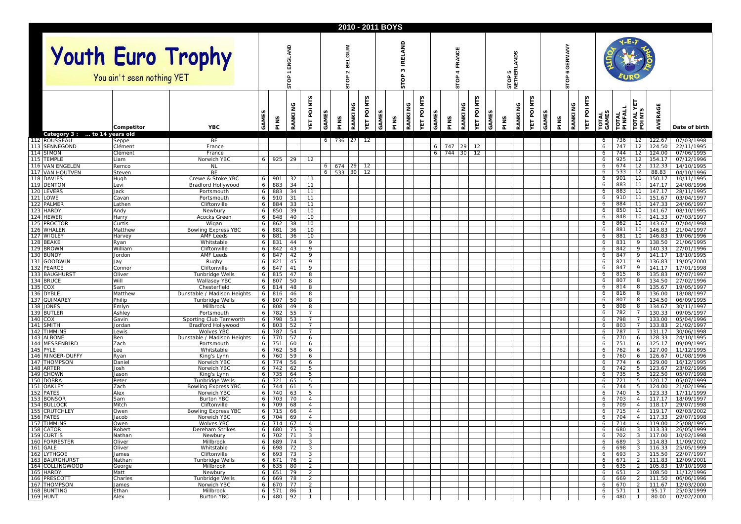# 2010 - 2011 BOYS

## Youth Euro Trophy

You ain't seen nothing YET

| | Competitor | | YBC | STOP 1 ENGLAND | | | | STOP 2 BELGIUM | | | | STOP 3 IRELAND | | | | STOP 4 FRANCE | | | | STOP 5 NETHERLANDS | | | | STOP 6 GERMANY | | | | | | | | |
|---|---|---|---|---|---|---|---|---|---|---|---|---|---|---|---|---|---|---|---|---|---|---|---|---|---|---|---|---|---|---|---|---|
| | | | | GAMES | PINS | RANKING | YET POINTS | GAMES | PINS | RANKING | YET POINTS | GAMES | PINS | RANKING | YET POINTS | GAMES | PINS | RANKING | YET POINTS | GAMES | PINS | RANKING | YET POINTS | GAMES | PINS | RANKING | YET POINTS | TOTAL GAMES | TOTAL PINFALL | TOTAL YET POINTS | AVERAGE | Date of birth |
| Category 3 : ... to 14 years old | | | | | | | | | | | | | | | | | | | | | | | | | | | | | | | | |
| 112 | ROUSSEAU | Seppe | BE | | | | | 6 | 736 | 27 | 12 | | | | | | | | | | | | | | | | | 6 | 736 | 12 | 122.67 | 07/03/1998 |
| 113 | SENNEGOND | Clément | France | | | | | | | | | | | | | 6 | 747 | 29 | 12 | | | | | | | | | 6 | 747 | 12 | 124.50 | 22/11/1995 |
| 114 | SIMON | Clément | France | | | | | | | | | | | | | 6 | 744 | 30 | 12 | | | | | | | | | 6 | 744 | 12 | 124.00 | 07/06/1995 |
| 115 | TEMPLE | Liam | Norwich YBC | 6 | 925 | 29 | 12 | | | | | | | | | | | | | | | | | | | | | 6 | 925 | 12 | 154.17 | 07/12/1996 |
| 116 | VAN ENGELEN | Remco | NL | | | | | 6 | 674 | 29 | 12 | | | | | | | | | | | | | | | | | 6 | 674 | 12 | 112.33 | 14/10/1995 |
| 117 | VAN HOUTVEN | Steven | BE | | | | | 6 | 533 | 30 | 12 | | | | | | | | | | | | | | | | | 6 | 533 | 12 | 88.83 | 04/10/1996 |
| 118 | DAVIES | Hugh | Crewe & Stoke YBC | 6 | 901 | 32 | 11 | | | | | | | | | | | | | | | | | | | | | 6 | 901 | 11 | 150.17 | 10/11/1995 |
| 119 | DENTON | Levi | Bradford Hollywood | 6 | 883 | 34 | 11 | | | | | | | | | | | | | | | | | | | | | 6 | 883 | 11 | 147.17 | 24/08/1996 |
| 120 | LEVERS | Jack | Portsmouth | 6 | 883 | 34 | 11 | | | | | | | | | | | | | | | | | | | | | 6 | 883 | 11 | 147.17 | 28/11/1995 |
| 121 | LOWE | Cavan | Portsmouth | 6 | 910 | 31 | 11 | | | | | | | | | | | | | | | | | | | | | 6 | 910 | 11 | 151.67 | 03/04/1997 |
| 122 | PALMER | Lathen | Cliftonville | 6 | 884 | 33 | 11 | | | | | | | | | | | | | | | | | | | | | 6 | 884 | 11 | 147.33 | 24/06/1997 |
| 123 | HARDY | Andy | Newbury | 6 | 850 | 39 | 10 | | | | | | | | | | | | | | | | | | | | | 6 | 850 | 10 | 141.67 | 08/10/1995 |
| 124 | HEWER | Harry | Acocks Green | 6 | 848 | 40 | 10 | | | | | | | | | | | | | | | | | | | | | 6 | 848 | 10 | 141.33 | 07/03/1997 |
| 125 | PROCTOR | Curtis | Wigan | 6 | 862 | 38 | 10 | | | | | | | | | | | | | | | | | | | | | 6 | 862 | 10 | 143.67 | 07/04/1998 |
| 126 | WHALEN | Matthew | Bowling Express YBC | 6 | 881 | 36 | 10 | | | | | | | | | | | | | | | | | | | | | 6 | 881 | 10 | 146.83 | 21/04/1997 |
| 127 | WIGLEY | Harvey | AMF Leeds | 6 | 881 | 36 | 10 | | | | | | | | | | | | | | | | | | | | | 6 | 881 | 10 | 146.83 | 19/06/1996 |
| 128 | BEAKE | Ryan | Whitstable | 6 | 831 | 44 | 9 | | | | | | | | | | | | | | | | | | | | | 6 | 831 | 9 | 138.50 | 21/06/1995 |
| 129 | BROWN | William | Cliftonville | 6 | 842 | 43 | 9 | | | | | | | | | | | | | | | | | | | | | 6 | 842 | 9 | 140.33 | 27/01/1996 |
| 130 | BUNDY | Jordon | AMF Leeds | 6 | 847 | 42 | 9 | | | | | | | | | | | | | | | | | | | | | 6 | 847 | 9 | 141.17 | 18/10/1995 |
| 131 | GOODWIN | Jay | Rugby | 6 | 821 | 45 | 9 | | | | | | | | | | | | | | | | | | | | | 6 | 821 | 9 | 136.83 | 19/05/2000 |
| 132 | PEARCE | Connor | Cliftonville | 6 | 847 | 41 | 9 | | | | | | | | | | | | | | | | | | | | | 6 | 847 | 9 | 141.17 | 17/01/1998 |
| 133 | BAUGHURST | Oliver | Tunbridge Wells | 6 | 815 | 47 | 8 | | | | | | | | | | | | | | | | | | | | | 6 | 815 | 8 | 135.83 | 07/07/1997 |
| 134 | BRUCE | Will | Wallasey YBC | 6 | 807 | 50 | 8 | | | | | | | | | | | | | | | | | | | | | 6 | 807 | 8 | 134.50 | 27/02/1996 |
| 135 | COX | Sam | Chesterfield | 6 | 814 | 48 | 8 | | | | | | | | | | | | | | | | | | | | | 6 | 814 | 8 | 135.67 | 19/05/1997 |
| 136 | DYBLE | Matthew | Dunstable / Madison Heights | 6 | 816 | 46 | 8 | | | | | | | | | | | | | | | | | | | | | 6 | 816 | 8 | 136.00 | 18/08/1997 |
| 137 | GUIMAREY | Philip | Tunbridge Wells | 6 | 807 | 50 | 8 | | | | | | | | | | | | | | | | | | | | | 6 | 807 | 8 | 134.50 | 06/09/1995 |
| 138 | JONES | Emlyn | Millbrook | 6 | 808 | 49 | 8 | | | | | | | | | | | | | | | | | | | | | 6 | 808 | 8 | 134.67 | 30/11/1997 |
| 139 | BUTLER | Ashley | Portsmouth | 6 | 782 | 55 | 7 | | | | | | | | | | | | | | | | | | | | | 6 | 782 | 7 | 130.33 | 09/05/1997 |
| 140 | COX | Gavin | Sporting Club Tamworth | 6 | 798 | 53 | 7 | | | | | | | | | | | | | | | | | | | | | 6 | 798 | 7 | 133.00 | 05/04/1996 |
| 141 | SMITH | Jordan | Bradford Hollywood | 6 | 803 | 52 | 7 | | | | | | | | | | | | | | | | | | | | | 6 | 803 | 7 | 133.83 | 21/02/1997 |
| 142 | TIMMINS | Lewis | Wolves YBC | 6 | 787 | 54 | 7 | | | | | | | | | | | | | | | | | | | | | 6 | 787 | 7 | 131.17 | 30/06/1998 |
| 143 | ALBONE | Ben | Dunstable / Madison Heights | 6 | 770 | 57 | 6 | | | | | | | | | | | | | | | | | | | | | 6 | 770 | 6 | 128.33 | 24/10/1995 |
| 144 | MESSENBIRD | Zach | Portsmouth | 6 | 751 | 60 | 6 | | | | | | | | | | | | | | | | | | | | | 6 | 751 | 6 | 125.17 | 09/09/1995 |
| 145 | PYLE | Lee | Whitstable | 6 | 762 | 58 | 6 | | | | | | | | | | | | | | | | | | | | | 6 | 762 | 6 | 127.00 | 11/12/1995 |
| 146 | RINGER-DUFFY | Ryan | King's Lynn | 6 | 760 | 59 | 6 | | | | | | | | | | | | | | | | | | | | | 6 | 760 | 6 | 126.67 | 01/08/1996 |
| 147 | THOMPSON | Daniel | Norwich YBC | 6 | 774 | 56 | 6 | | | | | | | | | | | | | | | | | | | | | 6 | 774 | 6 | 129.00 | 16/12/1995 |
| 148 | ARTER | Josh | Norwich YBC | 6 | 742 | 62 | 5 | | | | | | | | | | | | | | | | | | | | | 6 | 742 | 5 | 123.67 | 23/02/1996 |
| 149 | CHOWN | Jason | King's Lynn | 6 | 735 | 64 | 5 | | | | | | | | | | | | | | | | | | | | | 6 | 735 | 5 | 122.50 | 05/07/1998 |
| 150 | DOBRA | Peter | Tunbridge Wells | 6 | 721 | 65 | 5 | | | | | | | | | | | | | | | | | | | | | 6 | 721 | 5 | 120.17 | 05/07/1999 |
| 151 | OAKLEY | Zach | Bowling Express YBC | 6 | 744 | 61 | 5 | | | | | | | | | | | | | | | | | | | | | 6 | 744 | 5 | 124.00 | 21/02/1996 |
| 152 | PATES | Alex | Norwich YBC | 6 | 740 | 63 | 5 | | | | | | | | | | | | | | | | | | | | | 6 | 740 | 5 | 123.33 | 17/11/1999 |
| 153 | BONSOR | Sam | Burton YBC | 6 | 703 | 70 | 4 | | | | | | | | | | | | | | | | | | | | | 6 | 703 | 4 | 117.17 | 18/09/1997 |
| 154 | BULLOCK | Mitch | Cliftonville | 6 | 709 | 68 | 4 | | | | | | | | | | | | | | | | | | | | | 6 | 709 | 4 | 118.17 | 29/07/1998 |
| 155 | CRUTCHLEY | Owen | Bowling Express YBC | 6 | 715 | 66 | 4 | | | | | | | | | | | | | | | | | | | | | 6 | 715 | 4 | 119.17 | 02/03/2002 |
| 156 | PATES | Jacob | Norwich YBC | 6 | 704 | 69 | 4 | | | | | | | | | | | | | | | | | | | | | 6 | 704 | 4 | 117.33 | 29/07/1998 |
| 157 | TIMMINS | Owen | Wolves YBC | 6 | 714 | 67 | 4 | | | | | | | | | | | | | | | | | | | | | 6 | 714 | 4 | 119.00 | 25/08/1995 |
| 158 | CATOR | Robert | Dereham Strikes | 6 | 680 | 75 | 3 | | | | | | | | | | | | | | | | | | | | | 6 | 680 | 3 | 113.33 | 26/05/1999 |
| 159 | CURTIS | Nathan | Newbury | 6 | 702 | 71 | 3 | | | | | | | | | | | | | | | | | | | | | 6 | 702 | 3 | 117.00 | 10/02/1998 |
| 160 | FORRESTER | Oliver | Millbrook | 6 | 689 | 74 | 3 | | | | | | | | | | | | | | | | | | | | | 6 | 689 | 3 | 114.83 | 11/09/2002 |
| 161 | GALE | Oliver | Whitstable | 6 | 698 | 72 | 3 | | | | | | | | | | | | | | | | | | | | | 6 | 698 | 3 | 116.33 | 25/05/1999 |
| 162 | LYTHGOE | James | Cliftonville | 6 | 693 | 73 | 3 | | | | | | | | | | | | | | | | | | | | | 6 | 693 | 3 | 115.50 | 22/07/1997 |
| 163 | BAURGHURST | Nathan | Tunbridge Wells | 6 | 671 | 76 | 2 | | | | | | | | | | | | | | | | | | | | | 6 | 671 | 2 | 111.83 | 12/09/2001 |
| 164 | COLLINGWOOD | George | Millbrook | 6 | 635 | 80 | 2 | | | | | | | | | | | | | | | | | | | | | 6 | 635 | 2 | 105.83 | 19/10/1998 |
| 165 | HARDY | Matt | Newbury | 6 | 651 | 79 | 2 | | | | | | | | | | | | | | | | | | | | | 6 | 651 | 2 | 108.50 | 11/12/1996 |
| 166 | PRESCOTT | Charles | Tunbridge Wells | 6 | 669 | 78 | 2 | | | | | | | | | | | | | | | | | | | | | 6 | 669 | 2 | 111.50 | 06/06/1996 |
| 167 | THOMPSON | James | Norwich YBC | 6 | 670 | 77 | 2 | | | | | | | | | | | | | | | | | | | | | 6 | 670 | 2 | 111.67 | 12/03/2000 |
| 168 | BUNTING | Ethan | Millbrook | 6 | 571 | 86 | 1 | | | | | | | | | | | | | | | | | | | | | 6 | 571 | 1 | 95.17 | 25/03/1999 |
| 169 | HUNT | Alex | Burton YBC | 6 | 480 | 92 | 1 | | | | | | | | | | | | | | | | | | | | | 6 | 480 | 1 | 80.00 | 02/02/2000 |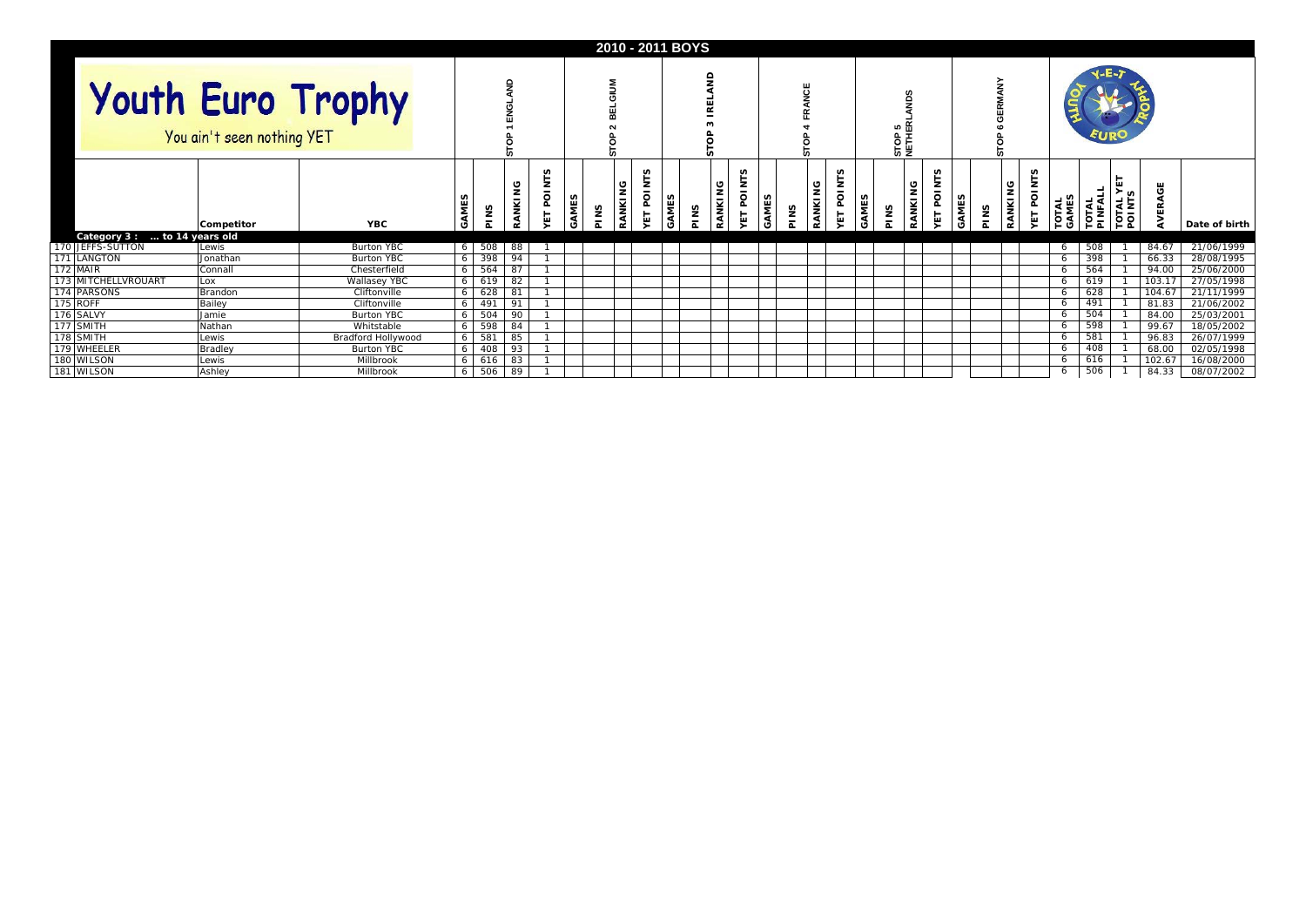# 2010 - 2011 BOYS

## Youth Euro Trophy

You ain't seen nothing YET

| | | | STOP 1 ENGLAND | | | | STOP 2 BELGIUM | | | | STOP 3 IRELAND | | | | STOP 4 FRANCE | | | | STOP 5 NETHERLANDS | | | | STOP 6 GERMANY | | | | | | | | |
|---|---|---|---|---|---|---|---|---|---|---|---|---|---|---|---|---|---|---|---|---|---|---|---|---|---|---|---|---|---|---|---|---|---|
| | Competitor | YBC | GAMES | PINS | RANKING | YET POINTS | GAMES | PINS | RANKING | YET POINTS | GAMES | PINS | RANKING | YET POINTS | GAMES | PINS | RANKING | YET POINTS | GAMES | PINS | RANKING | YET POINTS | GAMES | PINS | RANKING | YET POINTS | TOTAL GAMES | TOTAL PINFALL | TOTAL YET POINTS | AVERAGE | Date of birth |
| Category 3 : ... to 14 years old | | | | | | | | | | | | | | | | | | | | | | | | | | | | | | | |
| 170 JEFFS-SUTTON | Lewis | Burton YBC | 6 | 508 | 88 | 1 | | | | | | | | | | | | | | | | | | | | | 6 | 508 | 1 | 84.67 | 21/06/1999 |
| 171 LANGTON | Jonathan | Burton YBC | 6 | 398 | 94 | 1 | | | | | | | | | | | | | | | | | | | | | 6 | 398 | 1 | 66.33 | 28/08/1995 |
| 172 MAIR | Connall | Chesterfield | 6 | 564 | 87 | 1 | | | | | | | | | | | | | | | | | | | | | 6 | 564 | 1 | 94.00 | 25/06/2000 |
| 173 MITCHELLVROUART | Lox | Wallasey YBC | 6 | 619 | 82 | 1 | | | | | | | | | | | | | | | | | | | | | 6 | 619 | 1 | 103.17 | 27/05/1998 |
| 174 PARSONS | Brandon | Cliftonville | 6 | 628 | 81 | 1 | | | | | | | | | | | | | | | | | | | | | 6 | 628 | 1 | 104.67 | 21/11/1999 |
| 175 ROFF | Bailey | Cliftonville | 6 | 491 | 91 | 1 | | | | | | | | | | | | | | | | | | | | | 6 | 491 | 1 | 81.83 | 21/06/2002 |
| 176 SALVY | Jamie | Burton YBC | 6 | 504 | 90 | 1 | | | | | | | | | | | | | | | | | | | | | 6 | 504 | 1 | 84.00 | 25/03/2001 |
| 177 SMITH | Nathan | Whitstable | 6 | 598 | 84 | 1 | | | | | | | | | | | | | | | | | | | | | 6 | 598 | 1 | 99.67 | 18/05/2002 |
| 178 SMITH | Lewis | Bradford Hollywood | 6 | 581 | 85 | 1 | | | | | | | | | | | | | | | | | | | | | 6 | 581 | 1 | 96.83 | 26/07/1999 |
| 179 WHEELER | Bradley | Burton YBC | 6 | 408 | 93 | 1 | | | | | | | | | | | | | | | | | | | | | 6 | 408 | 1 | 68.00 | 02/05/1998 |
| 180 WILSON | Lewis | Millbrook | 6 | 616 | 83 | 1 | | | | | | | | | | | | | | | | | | | | | 6 | 616 | 1 | 102.67 | 16/08/2000 |
| 181 WILSON | Ashley | Millbrook | 6 | 506 | 89 | 1 | | | | | | | | | | | | | | | | | | | | | 6 | 506 | 1 | 84.33 | 08/07/2002 |